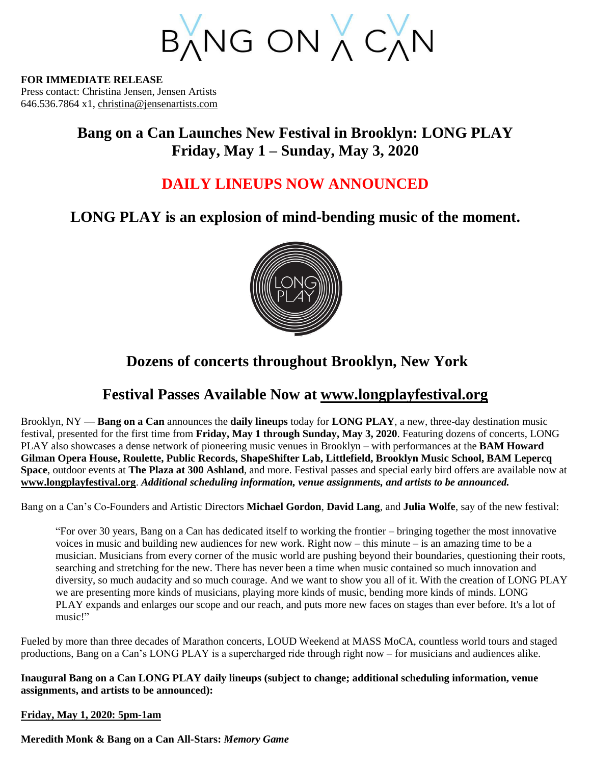# BANG ON A CAN

**FOR IMMEDIATE RELEASE**
Press contact: Christina Jensen, Jensen Artists
646.536.7864 x1, christina@jensenartists.com

## Bang on a Can Launches New Festival in Brooklyn: LONG PLAY
## Friday, May 1 – Sunday, May 3, 2020

## DAILY LINEUPS NOW ANNOUNCED

## LONG PLAY is an explosion of mind-bending music of the moment.

LONG PLAY

## Dozens of concerts throughout Brooklyn, New York

## Festival Passes Available Now at www.longplayfestival.org

Brooklyn, NY — **Bang on a Can** announces the **daily lineups** today for **LONG PLAY**, a new, three-day destination music festival, presented for the first time from **Friday, May 1 through Sunday, May 3, 2020**. Featuring dozens of concerts, LONG PLAY also showcases a dense network of pioneering music venues in Brooklyn – with performances at the **BAM Howard Gilman Opera House, Roulette, Public Records, ShapeShifter Lab, Littlefield, Brooklyn Music School, BAM Lepercq Space**, outdoor events at **The Plaza at 300 Ashland**, and more. Festival passes and special early bird offers are available now at **www.longplayfestival.org**. ***Additional scheduling information, venue assignments, and artists to be announced.***

Bang on a Can's Co-Founders and Artistic Directors **Michael Gordon**, **David Lang**, and **Julia Wolfe**, say of the new festival:

> "For over 30 years, Bang on a Can has dedicated itself to working the frontier – bringing together the most innovative voices in music and building new audiences for new work. Right now – this minute – is an amazing time to be a musician. Musicians from every corner of the music world are pushing beyond their boundaries, questioning their roots, searching and stretching for the new. There has never been a time when music contained so much innovation and diversity, so much audacity and so much courage. And we want to show you all of it. With the creation of LONG PLAY we are presenting more kinds of musicians, playing more kinds of music, bending more kinds of minds. LONG PLAY expands and enlarges our scope and our reach, and puts more new faces on stages than ever before. It's a lot of music!"

Fueled by more than three decades of Marathon concerts, LOUD Weekend at MASS MoCA, countless world tours and staged productions, Bang on a Can's LONG PLAY is a supercharged ride through right now – for musicians and audiences alike.

**Inaugural Bang on a Can LONG PLAY daily lineups (subject to change; additional scheduling information, venue assignments, and artists to be announced):**

**Friday, May 1, 2020: 5pm-1am**

**Meredith Monk & Bang on a Can All-Stars:** ***Memory Game***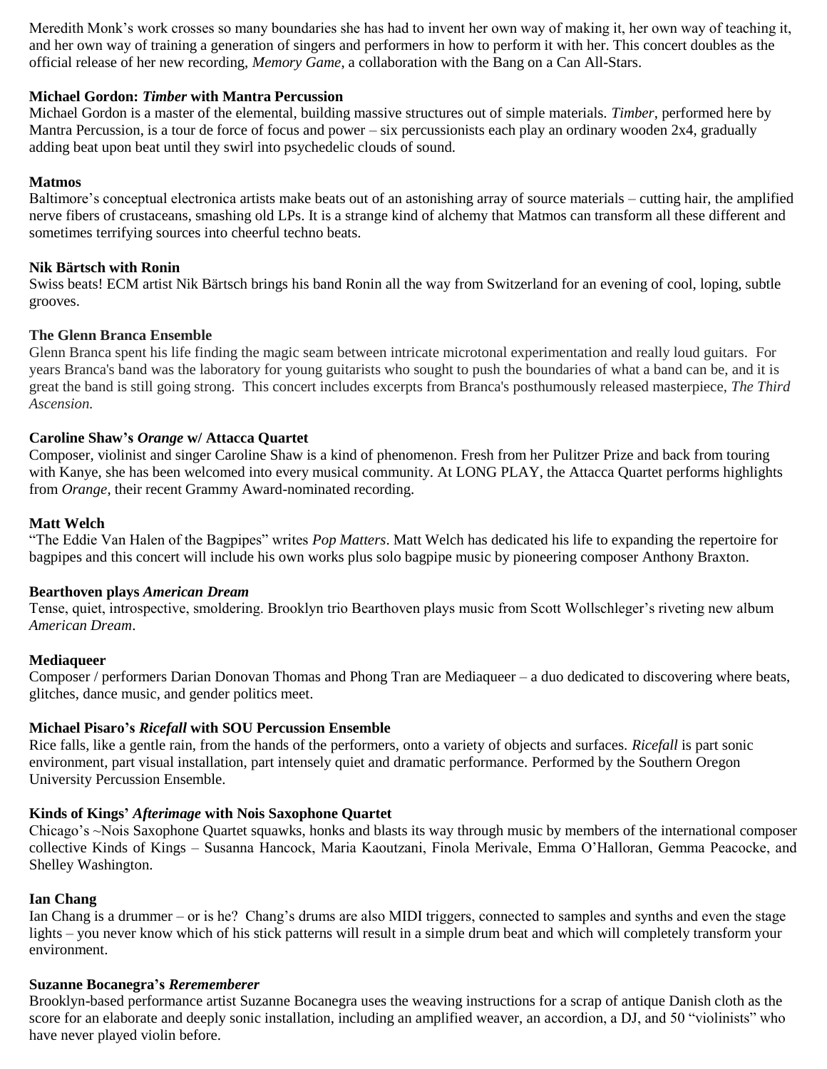Meredith Monk's work crosses so many boundaries she has had to invent her own way of making it, her own way of teaching it, and her own way of training a generation of singers and performers in how to perform it with her. This concert doubles as the official release of her new recording, *Memory Game*, a collaboration with the Bang on a Can All-Stars.

**Michael Gordon: *Timber* with Mantra Percussion**
Michael Gordon is a master of the elemental, building massive structures out of simple materials. *Timber*, performed here by Mantra Percussion, is a tour de force of focus and power – six percussionists each play an ordinary wooden 2x4, gradually adding beat upon beat until they swirl into psychedelic clouds of sound.

**Matmos**
Baltimore's conceptual electronica artists make beats out of an astonishing array of source materials – cutting hair, the amplified nerve fibers of crustaceans, smashing old LPs. It is a strange kind of alchemy that Matmos can transform all these different and sometimes terrifying sources into cheerful techno beats.

**Nik Bärtsch with Ronin**
Swiss beats! ECM artist Nik Bärtsch brings his band Ronin all the way from Switzerland for an evening of cool, loping, subtle grooves.

**The Glenn Branca Ensemble**
Glenn Branca spent his life finding the magic seam between intricate microtonal experimentation and really loud guitars. For years Branca's band was the laboratory for young guitarists who sought to push the boundaries of what a band can be, and it is great the band is still going strong. This concert includes excerpts from Branca's posthumously released masterpiece, *The Third Ascension.*

**Caroline Shaw's *Orange* w/ Attacca Quartet**
Composer, violinist and singer Caroline Shaw is a kind of phenomenon. Fresh from her Pulitzer Prize and back from touring with Kanye, she has been welcomed into every musical community. At LONG PLAY, the Attacca Quartet performs highlights from *Orange*, their recent Grammy Award-nominated recording.

**Matt Welch**
"The Eddie Van Halen of the Bagpipes" writes *Pop Matters*. Matt Welch has dedicated his life to expanding the repertoire for bagpipes and this concert will include his own works plus solo bagpipe music by pioneering composer Anthony Braxton.

**Bearthoven plays *American Dream***
Tense, quiet, introspective, smoldering. Brooklyn trio Bearthoven plays music from Scott Wollschleger's riveting new album *American Dream*.

**Mediaqueer**
Composer / performers Darian Donovan Thomas and Phong Tran are Mediaqueer – a duo dedicated to discovering where beats, glitches, dance music, and gender politics meet.

**Michael Pisaro's *Ricefall* with SOU Percussion Ensemble**
Rice falls, like a gentle rain, from the hands of the performers, onto a variety of objects and surfaces. *Ricefall* is part sonic environment, part visual installation, part intensely quiet and dramatic performance. Performed by the Southern Oregon University Percussion Ensemble.

**Kinds of Kings' *Afterimage* with Nois Saxophone Quartet**
Chicago's ~Nois Saxophone Quartet squawks, honks and blasts its way through music by members of the international composer collective Kinds of Kings – Susanna Hancock, Maria Kaoutzani, Finola Merivale, Emma O'Halloran, Gemma Peacocke, and Shelley Washington.

**Ian Chang**
Ian Chang is a drummer – or is he? Chang's drums are also MIDI triggers, connected to samples and synths and even the stage lights – you never know which of his stick patterns will result in a simple drum beat and which will completely transform your environment.

**Suzanne Bocanegra's *Rerememberer***
Brooklyn-based performance artist Suzanne Bocanegra uses the weaving instructions for a scrap of antique Danish cloth as the score for an elaborate and deeply sonic installation, including an amplified weaver, an accordion, a DJ, and 50 "violinists" who have never played violin before.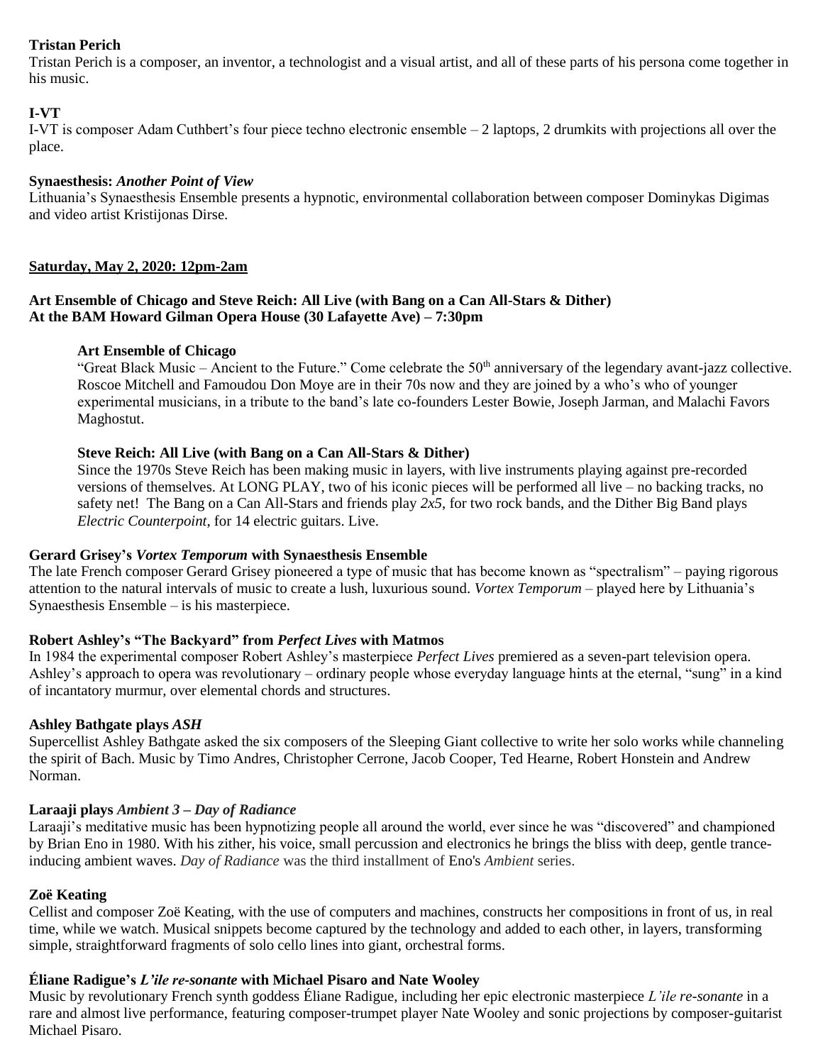**Tristan Perich**
Tristan Perich is a composer, an inventor, a technologist and a visual artist, and all of these parts of his persona come together in his music.

**I-VT**
I-VT is composer Adam Cuthbert's four piece techno electronic ensemble – 2 laptops, 2 drumkits with projections all over the place.

**Synaesthesis:** ***Another Point of View***
Lithuania's Synaesthesis Ensemble presents a hypnotic, environmental collaboration between composer Dominykas Digimas and video artist Kristijonas Dirse.

**Saturday, May 2, 2020: 12pm-2am**

**Art Ensemble of Chicago and Steve Reich: All Live (with Bang on a Can All-Stars & Dither)**
**At the BAM Howard Gilman Opera House (30 Lafayette Ave) – 7:30pm**

**Art Ensemble of Chicago**
"Great Black Music – Ancient to the Future." Come celebrate the 50th anniversary of the legendary avant-jazz collective. Roscoe Mitchell and Famoudou Don Moye are in their 70s now and they are joined by a who's who of younger experimental musicians, in a tribute to the band's late co-founders Lester Bowie, Joseph Jarman, and Malachi Favors Maghostut.

**Steve Reich: All Live (with Bang on a Can All-Stars & Dither)**
Since the 1970s Steve Reich has been making music in layers, with live instruments playing against pre-recorded versions of themselves. At LONG PLAY, two of his iconic pieces will be performed all live – no backing tracks, no safety net! The Bang on a Can All-Stars and friends play *2x5*, for two rock bands, and the Dither Big Band plays *Electric Counterpoint*, for 14 electric guitars. Live.

**Gerard Grisey's** ***Vortex Temporum*** **with Synaesthesis Ensemble**
The late French composer Gerard Grisey pioneered a type of music that has become known as "spectralism" – paying rigorous attention to the natural intervals of music to create a lush, luxurious sound. *Vortex Temporum* – played here by Lithuania's Synaesthesis Ensemble – is his masterpiece.

**Robert Ashley's "The Backyard" from** ***Perfect Lives*** **with Matmos**
In 1984 the experimental composer Robert Ashley's masterpiece *Perfect Lives* premiered as a seven-part television opera. Ashley's approach to opera was revolutionary – ordinary people whose everyday language hints at the eternal, "sung" in a kind of incantatory murmur, over elemental chords and structures.

**Ashley Bathgate plays** ***ASH***
Supercellist Ashley Bathgate asked the six composers of the Sleeping Giant collective to write her solo works while channeling the spirit of Bach. Music by Timo Andres, Christopher Cerrone, Jacob Cooper, Ted Hearne, Robert Honstein and Andrew Norman.

**Laraaji plays** ***Ambient 3 – Day of Radiance***
Laraaji's meditative music has been hypnotizing people all around the world, ever since he was "discovered" and championed by Brian Eno in 1980. With his zither, his voice, small percussion and electronics he brings the bliss with deep, gentle trance-inducing ambient waves. *Day of Radiance* was the third installment of Eno's *Ambient* series.

**Zoë Keating**
Cellist and composer Zoë Keating, with the use of computers and machines, constructs her compositions in front of us, in real time, while we watch. Musical snippets become captured by the technology and added to each other, in layers, transforming simple, straightforward fragments of solo cello lines into giant, orchestral forms.

**Éliane Radigue's** ***L'ile re-sonante*** **with Michael Pisaro and Nate Wooley**
Music by revolutionary French synth goddess Éliane Radigue, including her epic electronic masterpiece *L'ile re-sonante* in a rare and almost live performance, featuring composer-trumpet player Nate Wooley and sonic projections by composer-guitarist Michael Pisaro.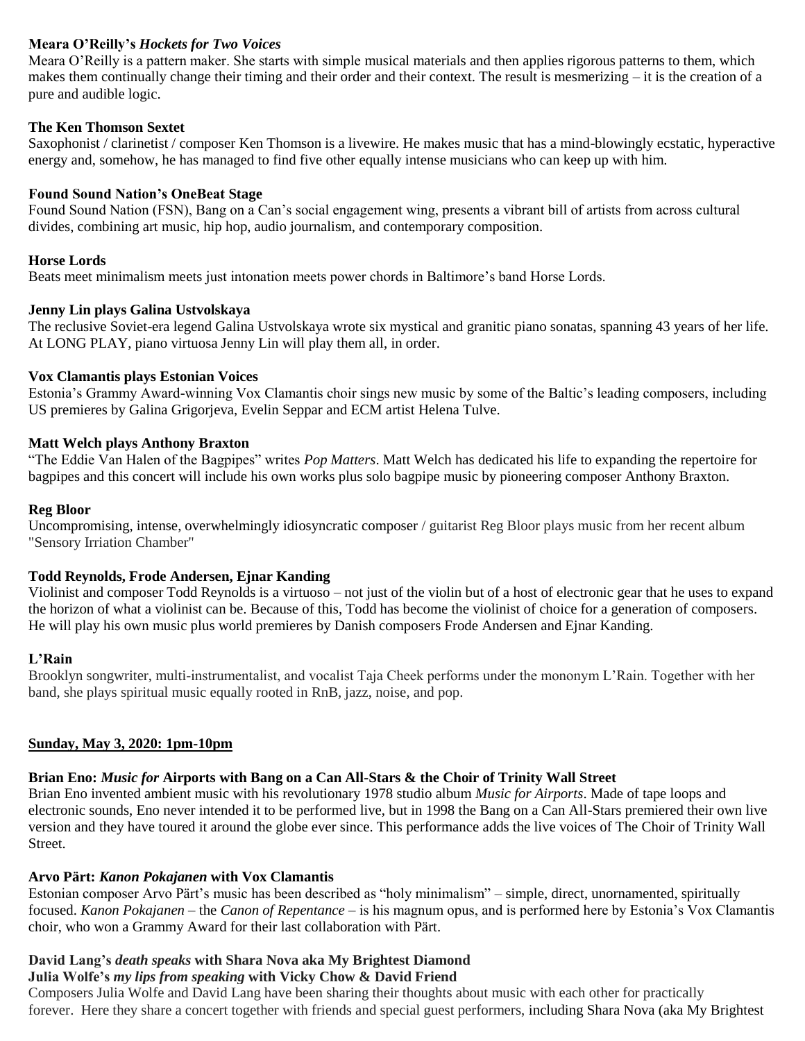**Meara O'Reilly's *Hockets for Two Voices***
Meara O'Reilly is a pattern maker. She starts with simple musical materials and then applies rigorous patterns to them, which makes them continually change their timing and their order and their context. The result is mesmerizing – it is the creation of a pure and audible logic.

**The Ken Thomson Sextet**
Saxophonist / clarinetist / composer Ken Thomson is a livewire. He makes music that has a mind-blowingly ecstatic, hyperactive energy and, somehow, he has managed to find five other equally intense musicians who can keep up with him.

**Found Sound Nation's OneBeat Stage**
Found Sound Nation (FSN), Bang on a Can's social engagement wing, presents a vibrant bill of artists from across cultural divides, combining art music, hip hop, audio journalism, and contemporary composition.

**Horse Lords**
Beats meet minimalism meets just intonation meets power chords in Baltimore's band Horse Lords.

**Jenny Lin plays Galina Ustvolskaya**
The reclusive Soviet-era legend Galina Ustvolskaya wrote six mystical and granitic piano sonatas, spanning 43 years of her life. At LONG PLAY, piano virtuosa Jenny Lin will play them all, in order.

**Vox Clamantis plays Estonian Voices**
Estonia's Grammy Award-winning Vox Clamantis choir sings new music by some of the Baltic's leading composers, including US premieres by Galina Grigorjeva, Evelin Seppar and ECM artist Helena Tulve.

**Matt Welch plays Anthony Braxton**
"The Eddie Van Halen of the Bagpipes" writes *Pop Matters*. Matt Welch has dedicated his life to expanding the repertoire for bagpipes and this concert will include his own works plus solo bagpipe music by pioneering composer Anthony Braxton.

**Reg Bloor**
Uncompromising, intense, overwhelmingly idiosyncratic composer / guitarist Reg Bloor plays music from her recent album "Sensory Irriation Chamber"

**Todd Reynolds, Frode Andersen, Ejnar Kanding**
Violinist and composer Todd Reynolds is a virtuoso – not just of the violin but of a host of electronic gear that he uses to expand the horizon of what a violinist can be. Because of this, Todd has become the violinist of choice for a generation of composers. He will play his own music plus world premieres by Danish composers Frode Andersen and Ejnar Kanding.

**L'Rain**
Brooklyn songwriter, multi-instrumentalist, and vocalist Taja Cheek performs under the mononym L'Rain. Together with her band, she plays spiritual music equally rooted in RnB, jazz, noise, and pop.

**Sunday, May 3, 2020: 1pm-10pm**

**Brian Eno: *Music for* Airports with Bang on a Can All-Stars & the Choir of Trinity Wall Street**
Brian Eno invented ambient music with his revolutionary 1978 studio album *Music for Airports*. Made of tape loops and electronic sounds, Eno never intended it to be performed live, but in 1998 the Bang on a Can All-Stars premiered their own live version and they have toured it around the globe ever since. This performance adds the live voices of The Choir of Trinity Wall Street.

**Arvo Pärt: *Kanon Pokajanen* with Vox Clamantis**
Estonian composer Arvo Pärt's music has been described as "holy minimalism" – simple, direct, unornamented, spiritually focused. *Kanon Pokajanen* – the *Canon of Repentance* – is his magnum opus, and is performed here by Estonia's Vox Clamantis choir, who won a Grammy Award for their last collaboration with Pärt.

**David Lang's *death speaks* with Shara Nova aka My Brightest Diamond**
**Julia Wolfe's *my lips from speaking* with Vicky Chow & David Friend**
Composers Julia Wolfe and David Lang have been sharing their thoughts about music with each other for practically forever. Here they share a concert together with friends and special guest performers, including Shara Nova (aka My Brightest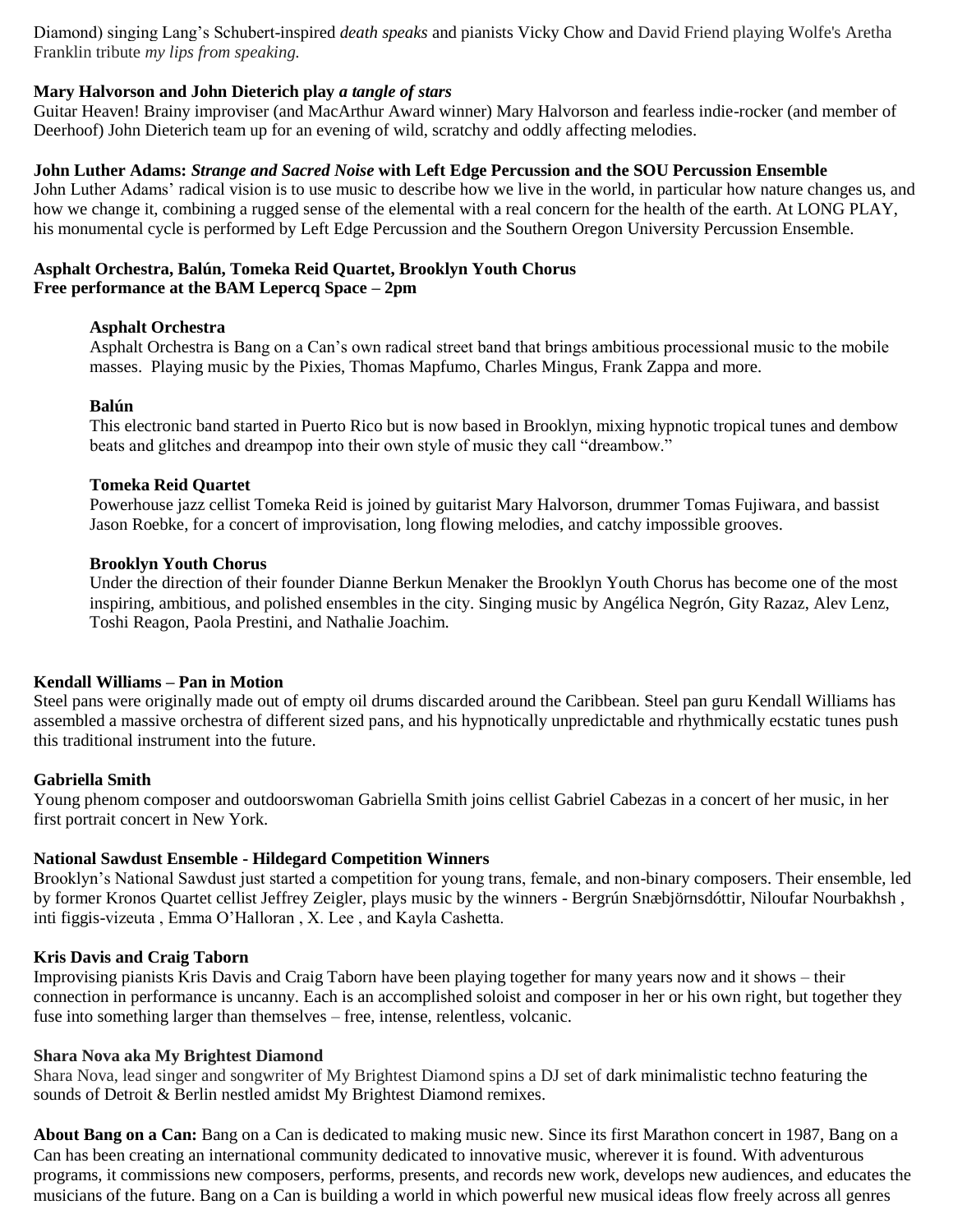Diamond) singing Lang's Schubert-inspired *death speaks* and pianists Vicky Chow and David Friend playing Wolfe's Aretha Franklin tribute *my lips from speaking.*

**Mary Halvorson and John Dieterich play *a tangle of stars***

Guitar Heaven! Brainy improviser (and MacArthur Award winner) Mary Halvorson and fearless indie-rocker (and member of Deerhoof) John Dieterich team up for an evening of wild, scratchy and oddly affecting melodies.

**John Luther Adams: *Strange and Sacred Noise* with Left Edge Percussion and the SOU Percussion Ensemble**

John Luther Adams' radical vision is to use music to describe how we live in the world, in particular how nature changes us, and how we change it, combining a rugged sense of the elemental with a real concern for the health of the earth. At LONG PLAY, his monumental cycle is performed by Left Edge Percussion and the Southern Oregon University Percussion Ensemble.

**Asphalt Orchestra, Balún, Tomeka Reid Quartet, Brooklyn Youth Chorus**
**Free performance at the BAM Lepercq Space – 2pm**

**Asphalt Orchestra**

Asphalt Orchestra is Bang on a Can's own radical street band that brings ambitious processional music to the mobile masses. Playing music by the Pixies, Thomas Mapfumo, Charles Mingus, Frank Zappa and more.

**Balún**

This electronic band started in Puerto Rico but is now based in Brooklyn, mixing hypnotic tropical tunes and dembow beats and glitches and dreampop into their own style of music they call "dreambow."

**Tomeka Reid Quartet**

Powerhouse jazz cellist Tomeka Reid is joined by guitarist Mary Halvorson, drummer Tomas Fujiwara, and bassist Jason Roebke, for a concert of improvisation, long flowing melodies, and catchy impossible grooves.

**Brooklyn Youth Chorus**

Under the direction of their founder Dianne Berkun Menaker the Brooklyn Youth Chorus has become one of the most inspiring, ambitious, and polished ensembles in the city. Singing music by Angélica Negrón, Gity Razaz, Alev Lenz, Toshi Reagon, Paola Prestini, and Nathalie Joachim.

**Kendall Williams – Pan in Motion**

Steel pans were originally made out of empty oil drums discarded around the Caribbean. Steel pan guru Kendall Williams has assembled a massive orchestra of different sized pans, and his hypnotically unpredictable and rhythmically ecstatic tunes push this traditional instrument into the future.

**Gabriella Smith**

Young phenom composer and outdoorswoman Gabriella Smith joins cellist Gabriel Cabezas in a concert of her music, in her first portrait concert in New York.

**National Sawdust Ensemble - Hildegard Competition Winners**

Brooklyn's National Sawdust just started a competition for young trans, female, and non-binary composers. Their ensemble, led by former Kronos Quartet cellist Jeffrey Zeigler, plays music by the winners - Bergrún Snæbjörnsdóttir, Niloufar Nourbakhsh , inti figgis-vizeuta , Emma O'Halloran , X. Lee , and Kayla Cashetta.

**Kris Davis and Craig Taborn**

Improvising pianists Kris Davis and Craig Taborn have been playing together for many years now and it shows – their connection in performance is uncanny. Each is an accomplished soloist and composer in her or his own right, but together they fuse into something larger than themselves – free, intense, relentless, volcanic.

**Shara Nova aka My Brightest Diamond**

Shara Nova, lead singer and songwriter of My Brightest Diamond spins a DJ set of dark minimalistic techno featuring the sounds of Detroit & Berlin nestled amidst My Brightest Diamond remixes.

**About Bang on a Can:** Bang on a Can is dedicated to making music new. Since its first Marathon concert in 1987, Bang on a Can has been creating an international community dedicated to innovative music, wherever it is found. With adventurous programs, it commissions new composers, performs, presents, and records new work, develops new audiences, and educates the musicians of the future. Bang on a Can is building a world in which powerful new musical ideas flow freely across all genres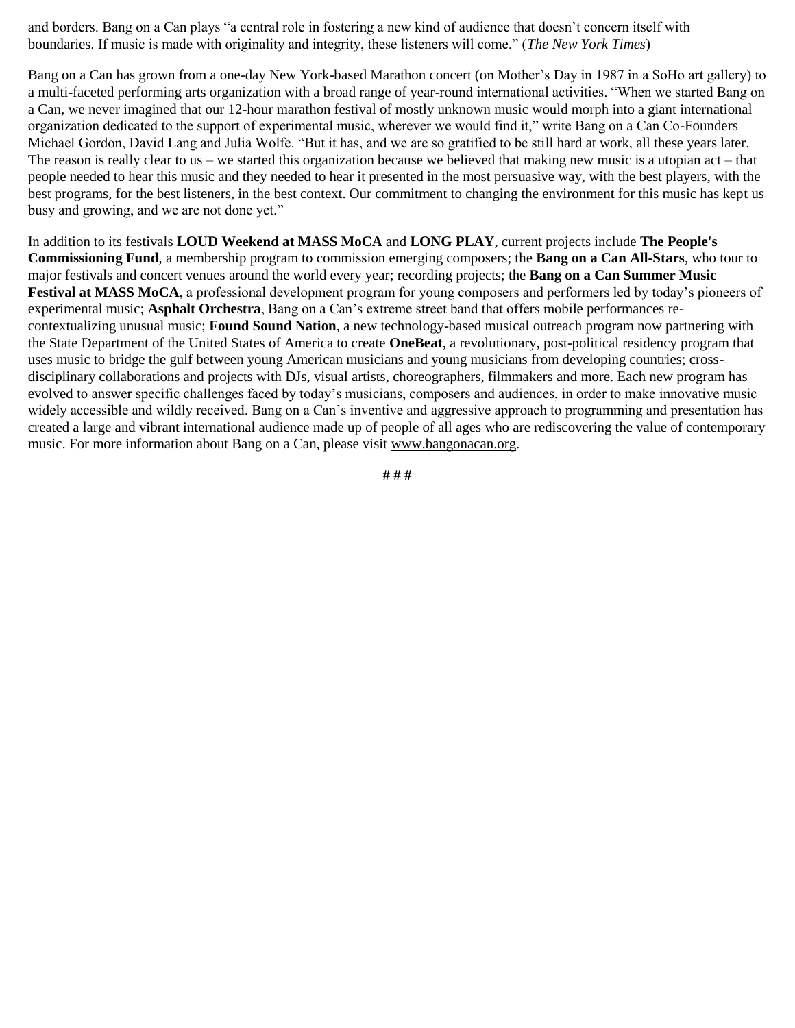and borders. Bang on a Can plays "a central role in fostering a new kind of audience that doesn't concern itself with boundaries. If music is made with originality and integrity, these listeners will come." (*The New York Times*)

Bang on a Can has grown from a one-day New York-based Marathon concert (on Mother's Day in 1987 in a SoHo art gallery) to a multi-faceted performing arts organization with a broad range of year-round international activities. "When we started Bang on a Can, we never imagined that our 12-hour marathon festival of mostly unknown music would morph into a giant international organization dedicated to the support of experimental music, wherever we would find it," write Bang on a Can Co-Founders Michael Gordon, David Lang and Julia Wolfe. "But it has, and we are so gratified to be still hard at work, all these years later. The reason is really clear to us – we started this organization because we believed that making new music is a utopian act – that people needed to hear this music and they needed to hear it presented in the most persuasive way, with the best players, with the best programs, for the best listeners, in the best context. Our commitment to changing the environment for this music has kept us busy and growing, and we are not done yet."

In addition to its festivals **LOUD Weekend at MASS MoCA** and **LONG PLAY**, current projects include **The People's Commissioning Fund**, a membership program to commission emerging composers; the **Bang on a Can All-Stars**, who tour to major festivals and concert venues around the world every year; recording projects; the **Bang on a Can Summer Music Festival at MASS MoCA**, a professional development program for young composers and performers led by today's pioneers of experimental music; **Asphalt Orchestra**, Bang on a Can's extreme street band that offers mobile performances re-contextualizing unusual music; **Found Sound Nation**, a new technology-based musical outreach program now partnering with the State Department of the United States of America to create **OneBeat**, a revolutionary, post-political residency program that uses music to bridge the gulf between young American musicians and young musicians from developing countries; cross-disciplinary collaborations and projects with DJs, visual artists, choreographers, filmmakers and more. Each new program has evolved to answer specific challenges faced by today's musicians, composers and audiences, in order to make innovative music widely accessible and wildly received. Bang on a Can's inventive and aggressive approach to programming and presentation has created a large and vibrant international audience made up of people of all ages who are rediscovering the value of contemporary music. For more information about Bang on a Can, please visit www.bangonacan.org.

# # #